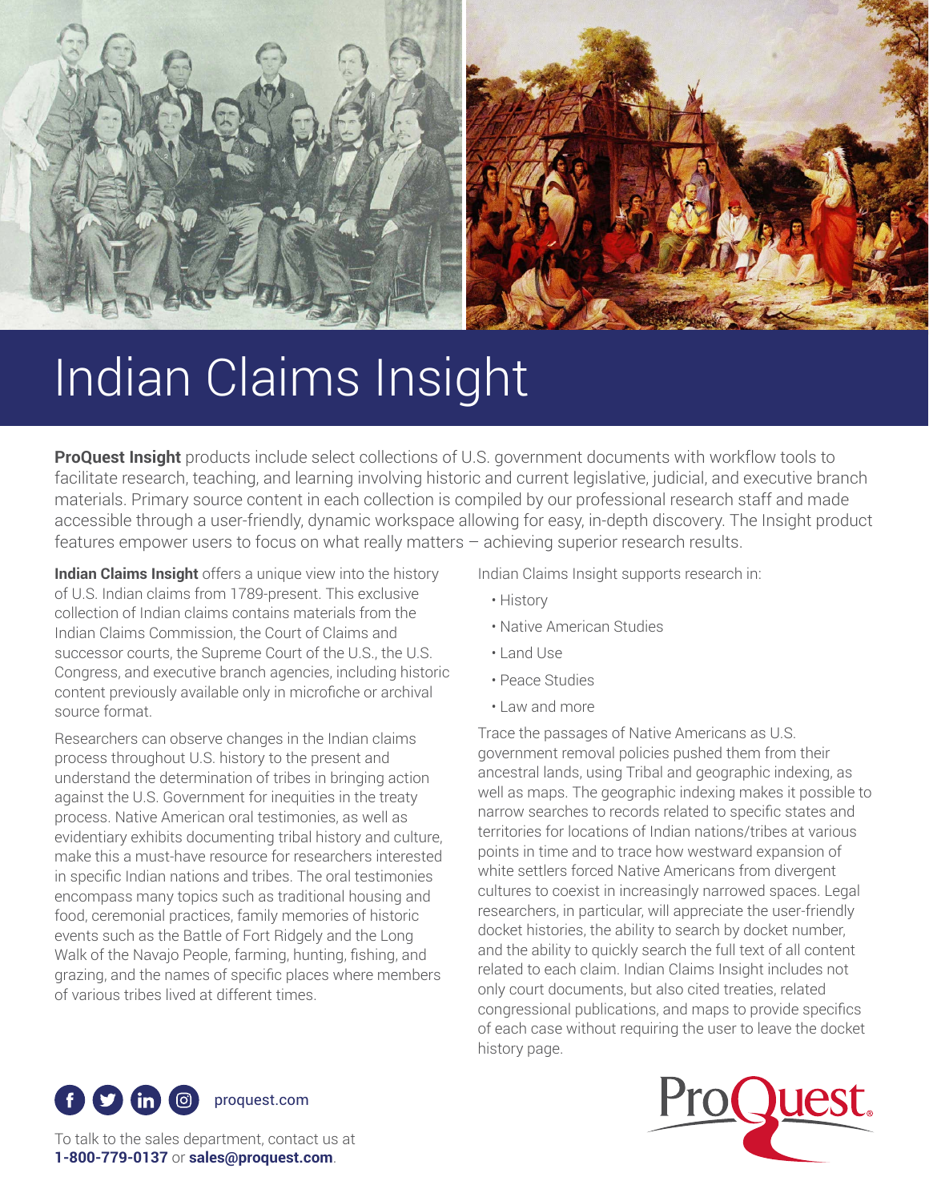# Indian Claims Insight

**ProQuest Insight** products include select collections of U.S. government documents with workflow tools to facilitate research, teaching, and learning involving historic and current legislative, judicial, and executive branch materials. Primary source content in each collection is compiled by our professional research staff and made accessible through a user-friendly, dynamic workspace allowing for easy, in-depth discovery. The Insight product features empower users to focus on what really matters – achieving superior research results.

**Indian Claims Insight** offers a unique view into the history of U.S. Indian claims from 1789-present. This exclusive collection of Indian claims contains materials from the Indian Claims Commission, the Court of Claims and successor courts, the Supreme Court of the U.S., the U.S. Congress, and executive branch agencies, including historic content previously available only in microfiche or archival source format.

Researchers can observe changes in the Indian claims process throughout U.S. history to the present and understand the determination of tribes in bringing action against the U.S. Government for inequities in the treaty process. Native American oral testimonies, as well as evidentiary exhibits documenting tribal history and culture, make this a must-have resource for researchers interested in specific Indian nations and tribes. The oral testimonies encompass many topics such as traditional housing and food, ceremonial practices, family memories of historic events such as the Battle of Fort Ridgely and the Long Walk of the Navajo People, farming, hunting, fishing, and grazing, and the names of specific places where members of various tribes lived at different times.

Indian Claims Insight supports research in:

- History
- Native American Studies
- Land Use
- Peace Studies
- Law and more

Trace the passages of Native Americans as U.S. government removal policies pushed them from their ancestral lands, using Tribal and geographic indexing, as well as maps. The geographic indexing makes it possible to narrow searches to records related to specific states and territories for locations of Indian nations/tribes at various points in time and to trace how westward expansion of white settlers forced Native Americans from divergent cultures to coexist in increasingly narrowed spaces. Legal researchers, in particular, will appreciate the user-friendly docket histories, the ability to search by docket number, and the ability to quickly search the full text of all content related to each claim. Indian Claims Insight includes not only court documents, but also cited treaties, related congressional publications, and maps to provide specifics of each case without requiring the user to leave the docket history page.

proquest.com

To talk to the sales department, contact us at **1-800-779-0137** or **sales@proquest.com**.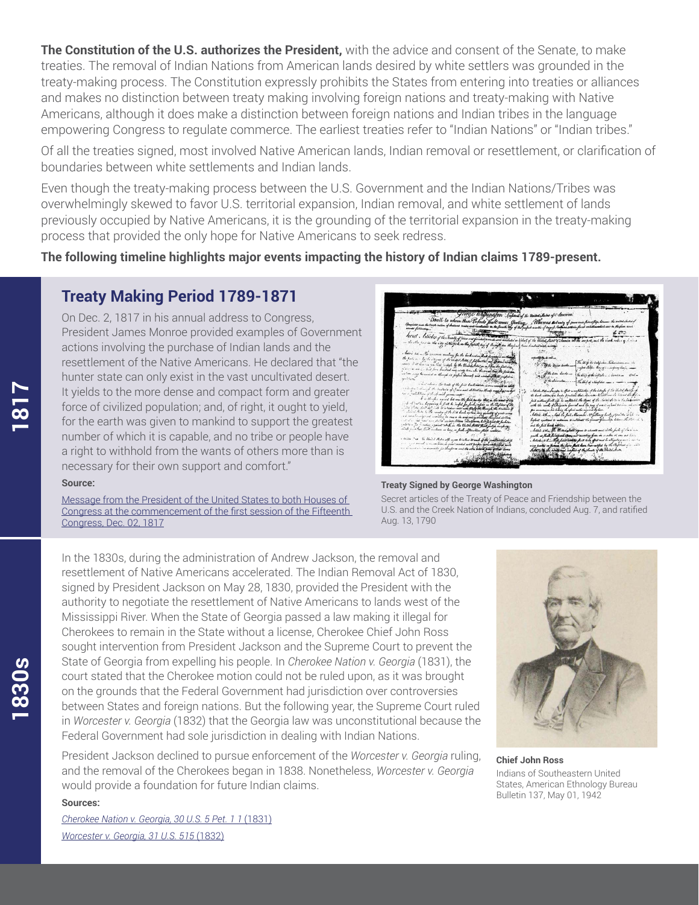**The Constitution of the U.S. authorizes the President,** with the advice and consent of the Senate, to make treaties. The removal of Indian Nations from American lands desired by white settlers was grounded in the treaty-making process. The Constitution expressly prohibits the States from entering into treaties or alliances and makes no distinction between treaty making involving foreign nations and treaty-making with Native Americans, although it does make a distinction between foreign nations and Indian tribes in the language empowering Congress to regulate commerce. The earliest treaties refer to "Indian Nations" or "Indian tribes."

Of all the treaties signed, most involved Native American lands, Indian removal or resettlement, or clarification of boundaries between white settlements and Indian lands.

Even though the treaty-making process between the U.S. Government and the Indian Nations/Tribes was overwhelmingly skewed to favor U.S. territorial expansion, Indian removal, and white settlement of lands previously occupied by Native Americans, it is the grounding of the territorial expansion in the treaty-making process that provided the only hope for Native Americans to seek redress.

**The following timeline highlights major events impacting the history of Indian claims 1789-present.**

## 1817

### Treaty Making Period 1789-1871

On Dec. 2, 1817 in his annual address to Congress, President James Monroe provided examples of Government actions involving the purchase of Indian lands and the resettlement of the Native Americans. He declared that "the hunter state can only exist in the vast uncultivated desert. It yields to the more dense and compact form and greater force of civilized population; and, of right, it ought to yield, for the earth was given to mankind to support the greatest number of which it is capable, and no tribe or people have a right to withhold from the wants of others more than is necessary for their own support and comfort."

**Source:**

Message from the President of the United States to both Houses of Congress at the commencement of the first session of the Fifteenth Congress, Dec. 02, 1817

**Treaty Signed by George Washington**

Secret articles of the Treaty of Peace and Friendship between the U.S. and the Creek Nation of Indians, concluded Aug. 7, and ratified Aug. 13, 1790

## 1830s

In the 1830s, during the administration of Andrew Jackson, the removal and resettlement of Native Americans accelerated. The Indian Removal Act of 1830, signed by President Jackson on May 28, 1830, provided the President with the authority to negotiate the resettlement of Native Americans to lands west of the Mississippi River. When the State of Georgia passed a law making it illegal for Cherokees to remain in the State without a license, Cherokee Chief John Ross sought intervention from President Jackson and the Supreme Court to prevent the State of Georgia from expelling his people. In *Cherokee Nation v. Georgia* (1831), the court stated that the Cherokee motion could not be ruled upon, as it was brought on the grounds that the Federal Government had jurisdiction over controversies between States and foreign nations. But the following year, the Supreme Court ruled in *Worcester v. Georgia* (1832) that the Georgia law was unconstitutional because the Federal Government had sole jurisdiction in dealing with Indian Nations.

President Jackson declined to pursue enforcement of the *Worcester v. Georgia* ruling, and the removal of the Cherokees began in 1838. Nonetheless, *Worcester v. Georgia* would provide a foundation for future Indian claims.

**Sources:**

*Cherokee Nation v. Georgia, 30 U.S. 5 Pet. 1 1* (1831)

*Worcester v. Georgia, 31 U.S. 515* (1832)

**Chief John Ross**

Indians of Southeastern United States, American Ethnology Bureau Bulletin 137, May 01, 1942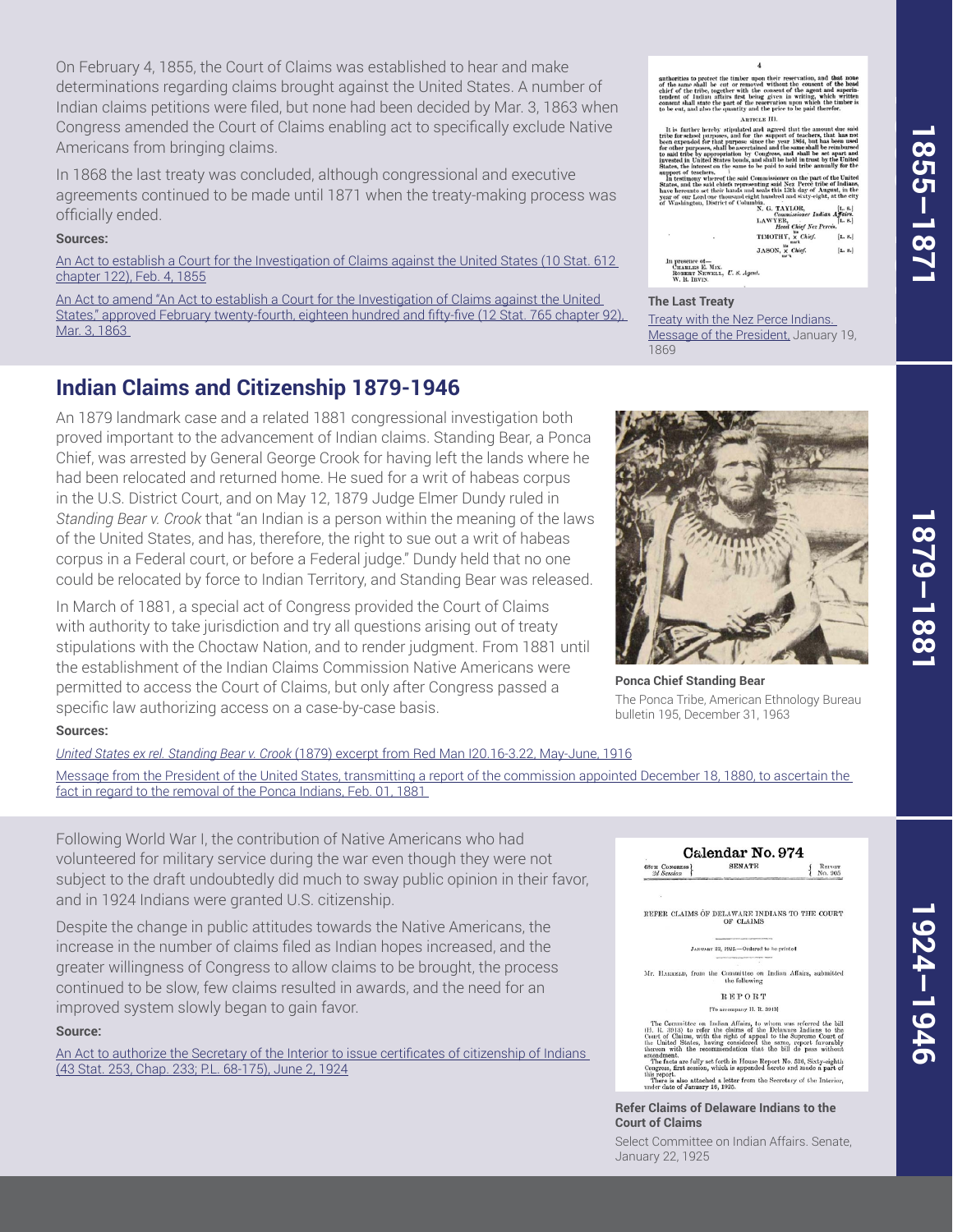On February 4, 1855, the Court of Claims was established to hear and make determinations regarding claims brought against the United States. A number of Indian claims petitions were filed, but none had been decided by Mar. 3, 1863 when Congress amended the Court of Claims enabling act to specifically exclude Native Americans from bringing claims.

In 1868 the last treaty was concluded, although congressional and executive agreements continued to be made until 1871 when the treaty-making process was officially ended.

**Sources:**

An Act to establish a Court for the Investigation of Claims against the United States (10 Stat. 612 chapter 122), Feb. 4, 1855

An Act to amend "An Act to establish a Court for the Investigation of Claims against the United States," approved February twenty-fourth, eighteen hundred and fifty-five (12 Stat. 765 chapter 92), Mar. 3, 1863

**The Last Treaty**

Treaty with the Nez Perce Indians. Message of the President, January 19, 1869

1855–1871

## Indian Claims and Citizenship 1879-1946

An 1879 landmark case and a related 1881 congressional investigation both proved important to the advancement of Indian claims. Standing Bear, a Ponca Chief, was arrested by General George Crook for having left the lands where he had been relocated and returned home. He sued for a writ of habeas corpus in the U.S. District Court, and on May 12, 1879 Judge Elmer Dundy ruled in *Standing Bear v. Crook* that "an Indian is a person within the meaning of the laws of the United States, and has, therefore, the right to sue out a writ of habeas corpus in a Federal court, or before a Federal judge." Dundy held that no one could be relocated by force to Indian Territory, and Standing Bear was released.

In March of 1881, a special act of Congress provided the Court of Claims with authority to take jurisdiction and try all questions arising out of treaty stipulations with the Choctaw Nation, and to render judgment. From 1881 until the establishment of the Indian Claims Commission Native Americans were permitted to access the Court of Claims, but only after Congress passed a specific law authorizing access on a case-by-case basis.

**Ponca Chief Standing Bear**

The Ponca Tribe, American Ethnology Bureau bulletin 195, December 31, 1963

**Sources:**

*United States ex rel. Standing Bear v. Crook* (1879) excerpt from Red Man I20.16-3.22, May-June, 1916

Message from the President of the United States, transmitting a report of the commission appointed December 18, 1880, to ascertain the fact in regard to the removal of the Ponca Indians, Feb. 01, 1881

1879–1881

Following World War I, the contribution of Native Americans who had volunteered for military service during the war even though they were not subject to the draft undoubtedly did much to sway public opinion in their favor, and in 1924 Indians were granted U.S. citizenship.

Despite the change in public attitudes towards the Native Americans, the increase in the number of claims filed as Indian hopes increased, and the greater willingness of Congress to allow claims to be brought, the process continued to be slow, few claims resulted in awards, and the need for an improved system slowly began to gain favor.

**Source:**

An Act to authorize the Secretary of the Interior to issue certificates of citizenship of Indians (43 Stat. 253, Chap. 233; P.L. 68-175), June 2, 1924

**Refer Claims of Delaware Indians to the Court of Claims**

Select Committee on Indian Affairs. Senate, January 22, 1925

1924–1946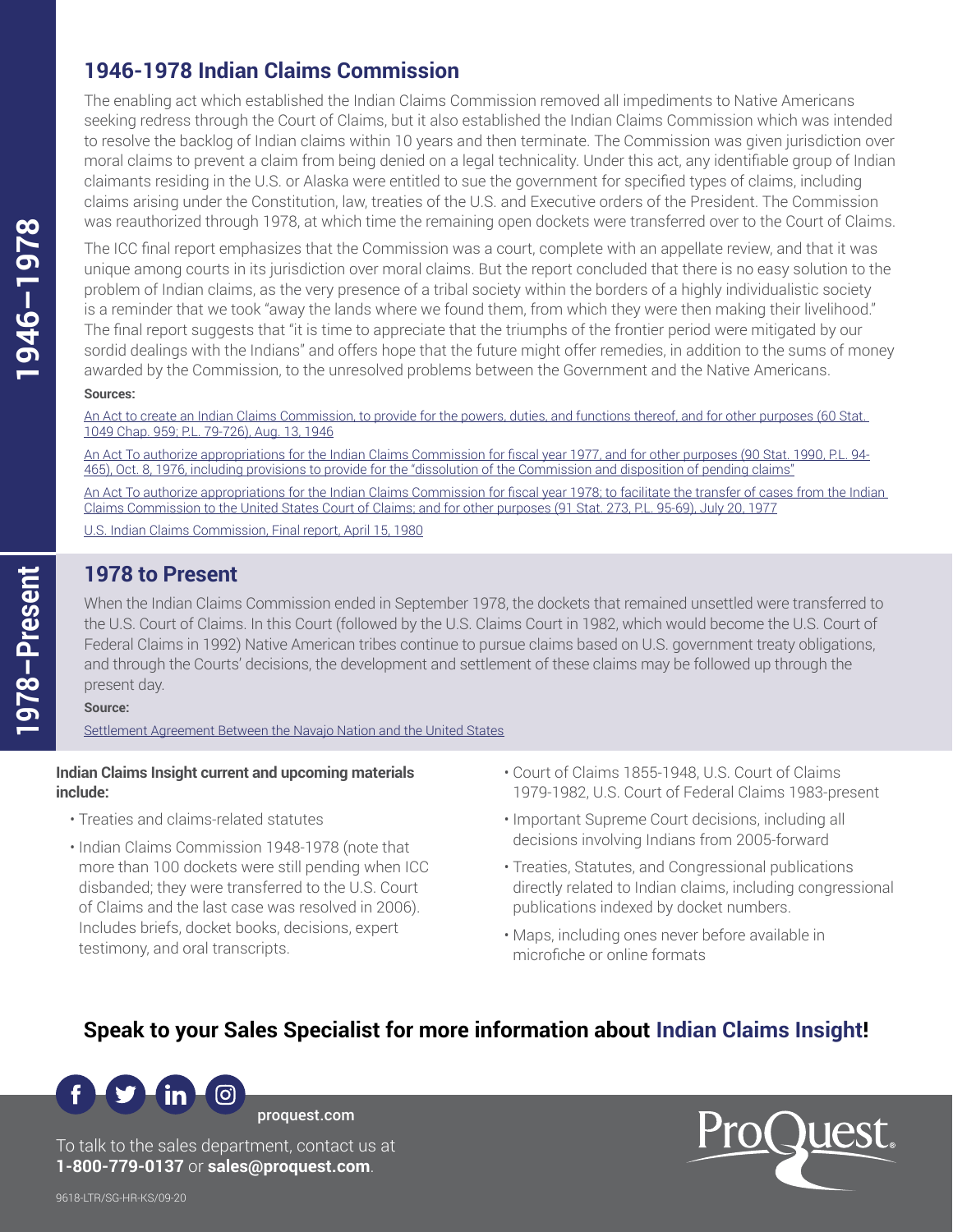## 1946-1978 Indian Claims Commission

1946–1978

The enabling act which established the Indian Claims Commission removed all impediments to Native Americans seeking redress through the Court of Claims, but it also established the Indian Claims Commission which was intended to resolve the backlog of Indian claims within 10 years and then terminate. The Commission was given jurisdiction over moral claims to prevent a claim from being denied on a legal technicality. Under this act, any identifiable group of Indian claimants residing in the U.S. or Alaska were entitled to sue the government for specified types of claims, including claims arising under the Constitution, law, treaties of the U.S. and Executive orders of the President. The Commission was reauthorized through 1978, at which time the remaining open dockets were transferred over to the Court of Claims.

The ICC final report emphasizes that the Commission was a court, complete with an appellate review, and that it was unique among courts in its jurisdiction over moral claims. But the report concluded that there is no easy solution to the problem of Indian claims, as the very presence of a tribal society within the borders of a highly individualistic society is a reminder that we took "away the lands where we found them, from which they were then making their livelihood." The final report suggests that "it is time to appreciate that the triumphs of the frontier period were mitigated by our sordid dealings with the Indians" and offers hope that the future might offer remedies, in addition to the sums of money awarded by the Commission, to the unresolved problems between the Government and the Native Americans.

**Sources:**

An Act to create an Indian Claims Commission, to provide for the powers, duties, and functions thereof, and for other purposes (60 Stat. 1049 Chap. 959; P.L. 79-726), Aug. 13, 1946

An Act To authorize appropriations for the Indian Claims Commission for fiscal year 1977, and for other purposes (90 Stat. 1990, P.L. 94-465), Oct. 8, 1976, including provisions to provide for the "dissolution of the Commission and disposition of pending claims"

An Act To authorize appropriations for the Indian Claims Commission for fiscal year 1978; to facilitate the transfer of cases from the Indian Claims Commission to the United States Court of Claims; and for other purposes (91 Stat. 273, P.L. 95-69), July 20, 1977

U.S. Indian Claims Commission, Final report, April 15, 1980

## 1978 to Present

1978–Present

When the Indian Claims Commission ended in September 1978, the dockets that remained unsettled were transferred to the U.S. Court of Claims. In this Court (followed by the U.S. Claims Court in 1982, which would become the U.S. Court of Federal Claims in 1992) Native American tribes continue to pursue claims based on U.S. government treaty obligations, and through the Courts' decisions, the development and settlement of these claims may be followed up through the present day.

**Source:**

Settlement Agreement Between the Navajo Nation and the United States

**Indian Claims Insight current and upcoming materials include:**

- Treaties and claims-related statutes
- Indian Claims Commission 1948-1978 (note that more than 100 dockets were still pending when ICC disbanded; they were transferred to the U.S. Court of Claims and the last case was resolved in 2006). Includes briefs, docket books, decisions, expert testimony, and oral transcripts.
- Court of Claims 1855-1948, U.S. Court of Claims 1979-1982, U.S. Court of Federal Claims 1983-present
- Important Supreme Court decisions, including all decisions involving Indians from 2005-forward
- Treaties, Statutes, and Congressional publications directly related to Indian claims, including congressional publications indexed by docket numbers.
- Maps, including ones never before available in microfiche or online formats

## Speak to your Sales Specialist for more information about Indian Claims Insight!

proquest.com

To talk to the sales department, contact us at **1-800-779-0137** or **sales@proquest.com**.

ProQuest

9618-LTR/SG-HR-KS/09-20